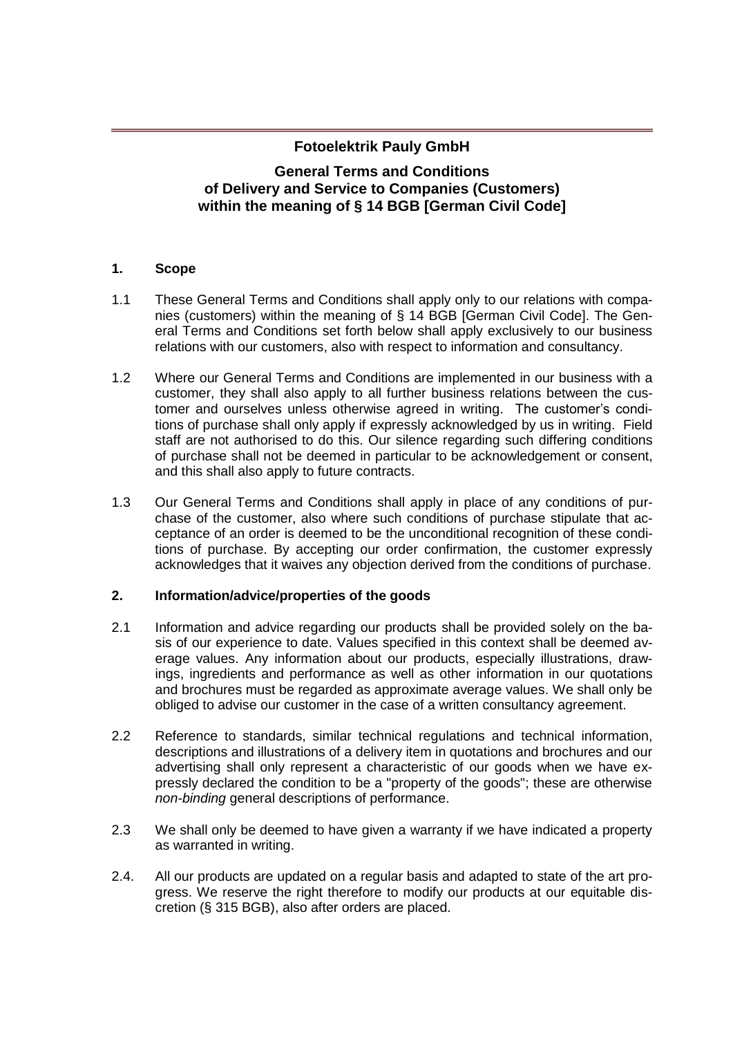# Fotoelektrik Pauly GmbH

## General Terms and Conditions of Delivery and Service to Companies (Customers) within the meaning of § 14 BGB [German Civil Code]

### 1. Scope

1.1 These General Terms and Conditions shall apply only to our relations with companies (customers) within the meaning of § 14 BGB [German Civil Code]. The General Terms and Conditions set forth below shall apply exclusively to our business relations with our customers, also with respect to information and consultancy.

1.2 Where our General Terms and Conditions are implemented in our business with a customer, they shall also apply to all further business relations between the customer and ourselves unless otherwise agreed in writing. The customer's conditions of purchase shall only apply if expressly acknowledged by us in writing. Field staff are not authorised to do this. Our silence regarding such differing conditions of purchase shall not be deemed in particular to be acknowledgement or consent, and this shall also apply to future contracts.

1.3 Our General Terms and Conditions shall apply in place of any conditions of purchase of the customer, also where such conditions of purchase stipulate that acceptance of an order is deemed to be the unconditional recognition of these conditions of purchase. By accepting our order confirmation, the customer expressly acknowledges that it waives any objection derived from the conditions of purchase.

### 2. Information/advice/properties of the goods

2.1 Information and advice regarding our products shall be provided solely on the basis of our experience to date. Values specified in this context shall be deemed average values. Any information about our products, especially illustrations, drawings, ingredients and performance as well as other information in our quotations and brochures must be regarded as approximate average values. We shall only be obliged to advise our customer in the case of a written consultancy agreement.

2.2 Reference to standards, similar technical regulations and technical information, descriptions and illustrations of a delivery item in quotations and brochures and our advertising shall only represent a characteristic of our goods when we have expressly declared the condition to be a "property of the goods"; these are otherwise *non-binding* general descriptions of performance.

2.3 We shall only be deemed to have given a warranty if we have indicated a property as warranted in writing.

2.4. All our products are updated on a regular basis and adapted to state of the art progress. We reserve the right therefore to modify our products at our equitable discretion (§ 315 BGB), also after orders are placed.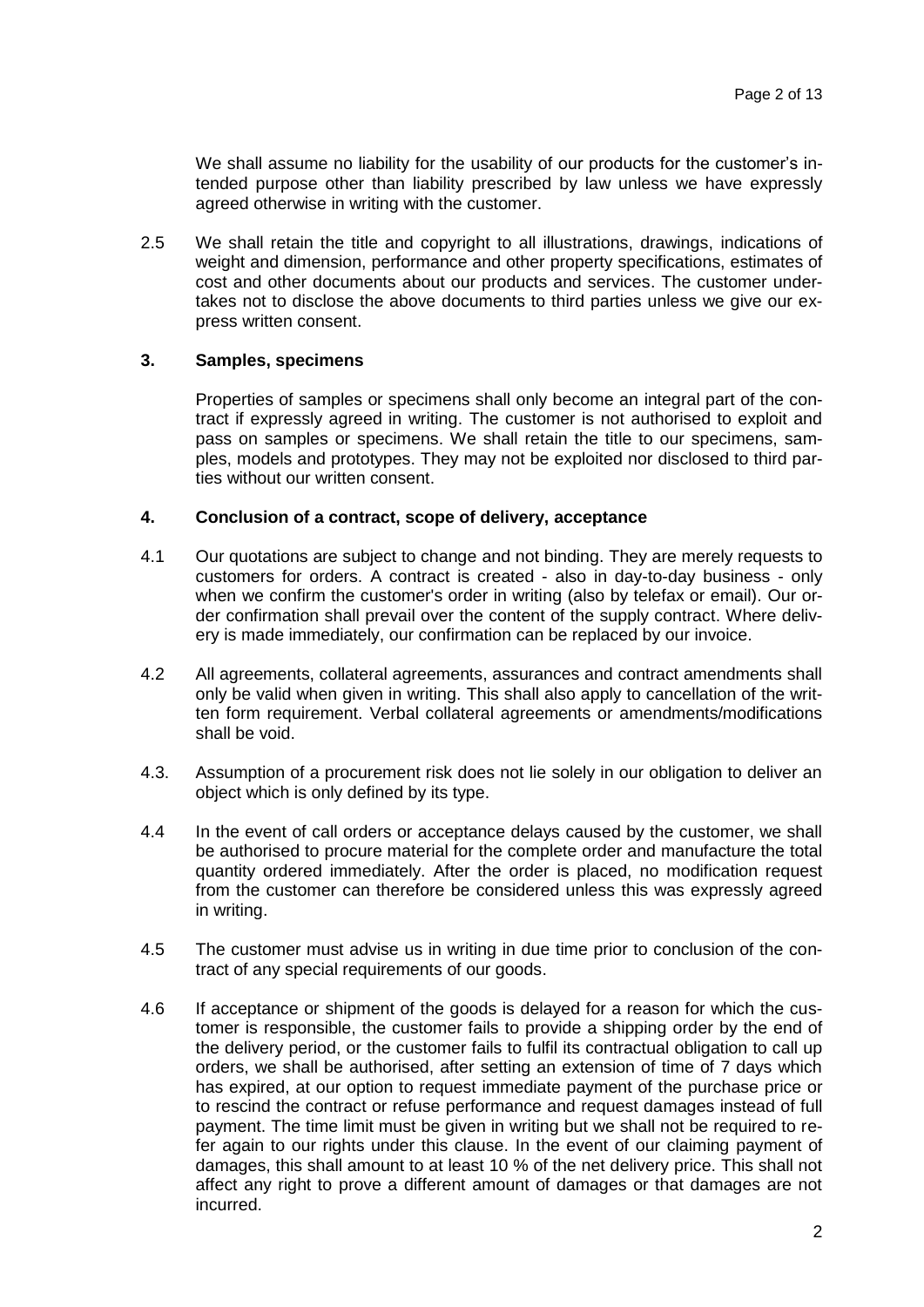We shall assume no liability for the usability of our products for the customer's intended purpose other than liability prescribed by law unless we have expressly agreed otherwise in writing with the customer.

2.5 We shall retain the title and copyright to all illustrations, drawings, indications of weight and dimension, performance and other property specifications, estimates of cost and other documents about our products and services. The customer undertakes not to disclose the above documents to third parties unless we give our express written consent.

## 3. Samples, specimens

Properties of samples or specimens shall only become an integral part of the contract if expressly agreed in writing. The customer is not authorised to exploit and pass on samples or specimens. We shall retain the title to our specimens, samples, models and prototypes. They may not be exploited nor disclosed to third parties without our written consent.

## 4. Conclusion of a contract, scope of delivery, acceptance

4.1 Our quotations are subject to change and not binding. They are merely requests to customers for orders. A contract is created - also in day-to-day business - only when we confirm the customer's order in writing (also by telefax or email). Our order confirmation shall prevail over the content of the supply contract. Where delivery is made immediately, our confirmation can be replaced by our invoice.

4.2 All agreements, collateral agreements, assurances and contract amendments shall only be valid when given in writing. This shall also apply to cancellation of the written form requirement. Verbal collateral agreements or amendments/modifications shall be void.

4.3. Assumption of a procurement risk does not lie solely in our obligation to deliver an object which is only defined by its type.

4.4 In the event of call orders or acceptance delays caused by the customer, we shall be authorised to procure material for the complete order and manufacture the total quantity ordered immediately. After the order is placed, no modification request from the customer can therefore be considered unless this was expressly agreed in writing.

4.5 The customer must advise us in writing in due time prior to conclusion of the contract of any special requirements of our goods.

4.6 If acceptance or shipment of the goods is delayed for a reason for which the customer is responsible, the customer fails to provide a shipping order by the end of the delivery period, or the customer fails to fulfil its contractual obligation to call up orders, we shall be authorised, after setting an extension of time of 7 days which has expired, at our option to request immediate payment of the purchase price or to rescind the contract or refuse performance and request damages instead of full payment. The time limit must be given in writing but we shall not be required to refer again to our rights under this clause. In the event of our claiming payment of damages, this shall amount to at least 10 % of the net delivery price. This shall not affect any right to prove a different amount of damages or that damages are not incurred.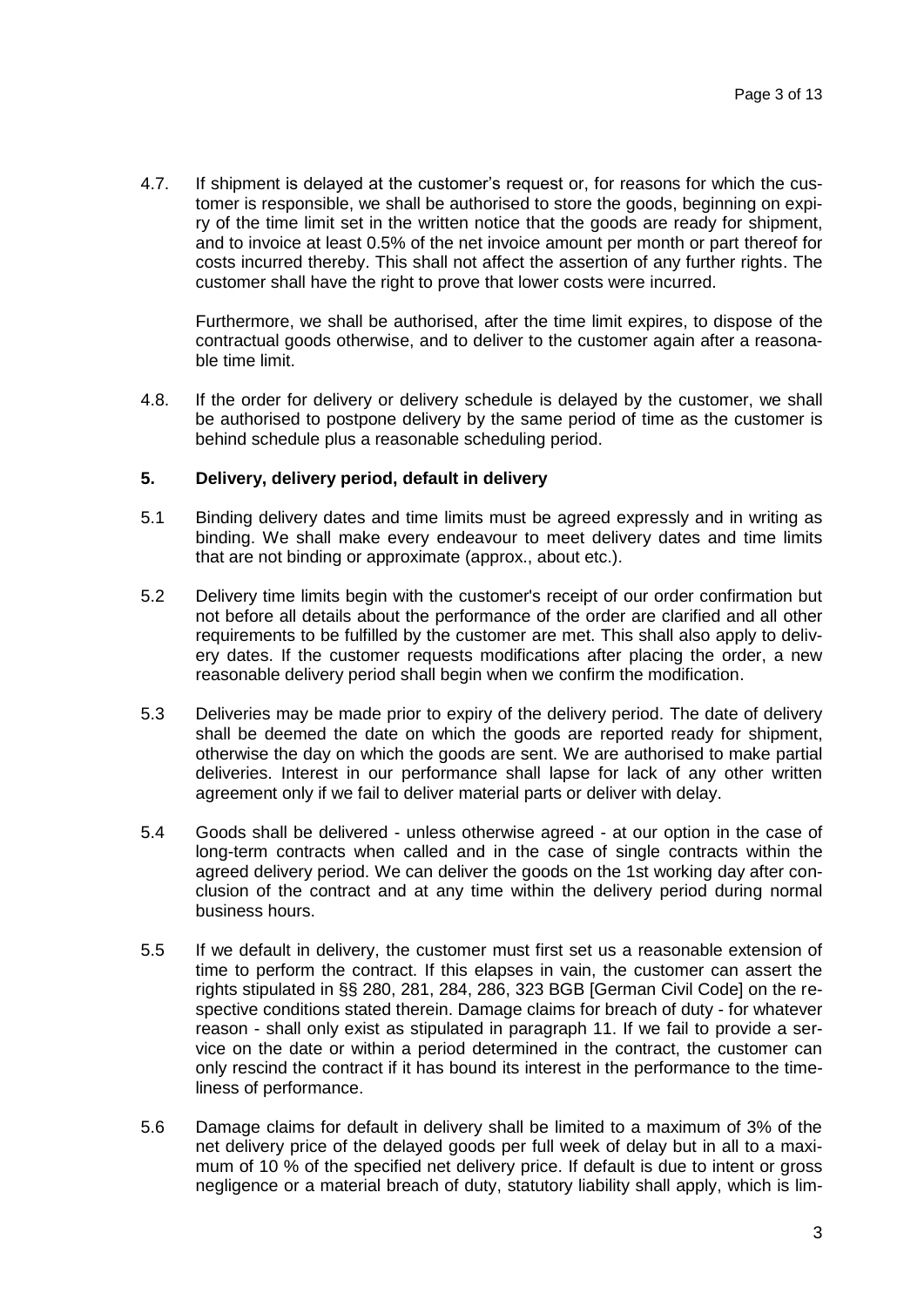4.7. If shipment is delayed at the customer's request or, for reasons for which the customer is responsible, we shall be authorised to store the goods, beginning on expiry of the time limit set in the written notice that the goods are ready for shipment, and to invoice at least 0.5% of the net invoice amount per month or part thereof for costs incurred thereby. This shall not affect the assertion of any further rights. The customer shall have the right to prove that lower costs were incurred.

Furthermore, we shall be authorised, after the time limit expires, to dispose of the contractual goods otherwise, and to deliver to the customer again after a reasonable time limit.

4.8. If the order for delivery or delivery schedule is delayed by the customer, we shall be authorised to postpone delivery by the same period of time as the customer is behind schedule plus a reasonable scheduling period.

## 5. Delivery, delivery period, default in delivery

5.1 Binding delivery dates and time limits must be agreed expressly and in writing as binding. We shall make every endeavour to meet delivery dates and time limits that are not binding or approximate (approx., about etc.).

5.2 Delivery time limits begin with the customer's receipt of our order confirmation but not before all details about the performance of the order are clarified and all other requirements to be fulfilled by the customer are met. This shall also apply to delivery dates. If the customer requests modifications after placing the order, a new reasonable delivery period shall begin when we confirm the modification.

5.3 Deliveries may be made prior to expiry of the delivery period. The date of delivery shall be deemed the date on which the goods are reported ready for shipment, otherwise the day on which the goods are sent. We are authorised to make partial deliveries. Interest in our performance shall lapse for lack of any other written agreement only if we fail to deliver material parts or deliver with delay.

5.4 Goods shall be delivered - unless otherwise agreed - at our option in the case of long-term contracts when called and in the case of single contracts within the agreed delivery period. We can deliver the goods on the 1st working day after conclusion of the contract and at any time within the delivery period during normal business hours.

5.5 If we default in delivery, the customer must first set us a reasonable extension of time to perform the contract. If this elapses in vain, the customer can assert the rights stipulated in §§ 280, 281, 284, 286, 323 BGB [German Civil Code] on the respective conditions stated therein. Damage claims for breach of duty - for whatever reason - shall only exist as stipulated in paragraph 11. If we fail to provide a service on the date or within a period determined in the contract, the customer can only rescind the contract if it has bound its interest in the performance to the timeliness of performance.

5.6 Damage claims for default in delivery shall be limited to a maximum of 3% of the net delivery price of the delayed goods per full week of delay but in all to a maximum of 10 % of the specified net delivery price. If default is due to intent or gross negligence or a material breach of duty, statutory liability shall apply, which is lim-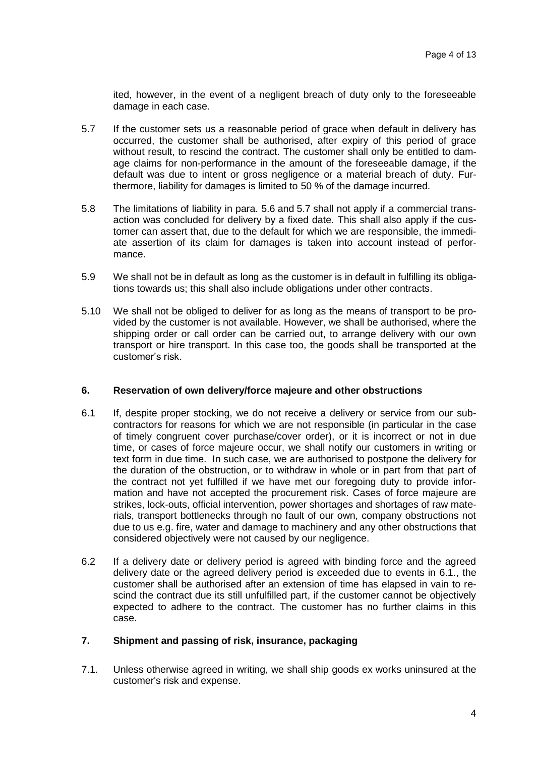ited, however, in the event of a negligent breach of duty only to the foreseeable damage in each case.

5.7 If the customer sets us a reasonable period of grace when default in delivery has occurred, the customer shall be authorised, after expiry of this period of grace without result, to rescind the contract. The customer shall only be entitled to damage claims for non-performance in the amount of the foreseeable damage, if the default was due to intent or gross negligence or a material breach of duty. Furthermore, liability for damages is limited to 50 % of the damage incurred.

5.8 The limitations of liability in para. 5.6 and 5.7 shall not apply if a commercial transaction was concluded for delivery by a fixed date. This shall also apply if the customer can assert that, due to the default for which we are responsible, the immediate assertion of its claim for damages is taken into account instead of performance.

5.9 We shall not be in default as long as the customer is in default in fulfilling its obligations towards us; this shall also include obligations under other contracts.

5.10 We shall not be obliged to deliver for as long as the means of transport to be provided by the customer is not available. However, we shall be authorised, where the shipping order or call order can be carried out, to arrange delivery with our own transport or hire transport. In this case too, the goods shall be transported at the customer's risk.

## 6. Reservation of own delivery/force majeure and other obstructions

6.1 If, despite proper stocking, we do not receive a delivery or service from our subcontractors for reasons for which we are not responsible (in particular in the case of timely congruent cover purchase/cover order), or it is incorrect or not in due time, or cases of force majeure occur, we shall notify our customers in writing or text form in due time. In such case, we are authorised to postpone the delivery for the duration of the obstruction, or to withdraw in whole or in part from that part of the contract not yet fulfilled if we have met our foregoing duty to provide information and have not accepted the procurement risk. Cases of force majeure are strikes, lock-outs, official intervention, power shortages and shortages of raw materials, transport bottlenecks through no fault of our own, company obstructions not due to us e.g. fire, water and damage to machinery and any other obstructions that considered objectively were not caused by our negligence.

6.2 If a delivery date or delivery period is agreed with binding force and the agreed delivery date or the agreed delivery period is exceeded due to events in 6.1., the customer shall be authorised after an extension of time has elapsed in vain to rescind the contract due its still unfulfilled part, if the customer cannot be objectively expected to adhere to the contract. The customer has no further claims in this case.

## 7. Shipment and passing of risk, insurance, packaging

7.1. Unless otherwise agreed in writing, we shall ship goods ex works uninsured at the customer's risk and expense.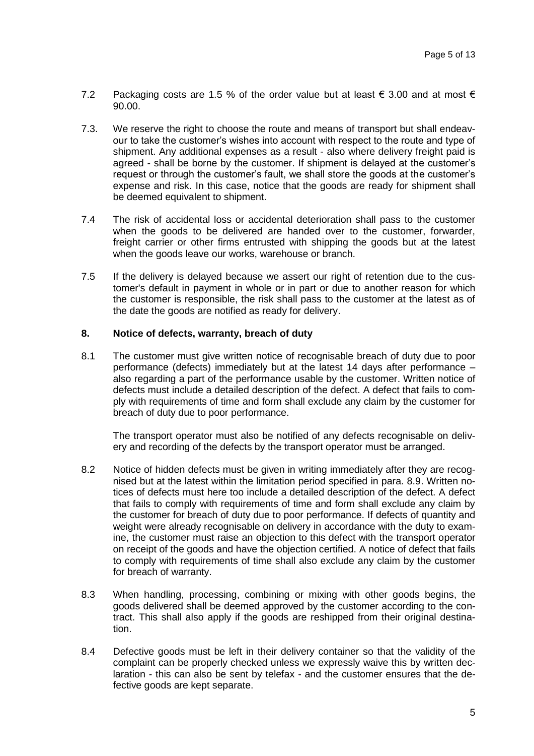7.2 Packaging costs are 1.5 % of the order value but at least € 3.00 and at most € 90.00.

7.3. We reserve the right to choose the route and means of transport but shall endeavour to take the customer's wishes into account with respect to the route and type of shipment. Any additional expenses as a result - also where delivery freight paid is agreed - shall be borne by the customer. If shipment is delayed at the customer's request or through the customer's fault, we shall store the goods at the customer's expense and risk. In this case, notice that the goods are ready for shipment shall be deemed equivalent to shipment.

7.4 The risk of accidental loss or accidental deterioration shall pass to the customer when the goods to be delivered are handed over to the customer, forwarder, freight carrier or other firms entrusted with shipping the goods but at the latest when the goods leave our works, warehouse or branch.

7.5 If the delivery is delayed because we assert our right of retention due to the customer's default in payment in whole or in part or due to another reason for which the customer is responsible, the risk shall pass to the customer at the latest as of the date the goods are notified as ready for delivery.

## 8. Notice of defects, warranty, breach of duty

8.1 The customer must give written notice of recognisable breach of duty due to poor performance (defects) immediately but at the latest 14 days after performance – also regarding a part of the performance usable by the customer. Written notice of defects must include a detailed description of the defect. A defect that fails to comply with requirements of time and form shall exclude any claim by the customer for breach of duty due to poor performance.

The transport operator must also be notified of any defects recognisable on delivery and recording of the defects by the transport operator must be arranged.

8.2 Notice of hidden defects must be given in writing immediately after they are recognised but at the latest within the limitation period specified in para. 8.9. Written notices of defects must here too include a detailed description of the defect. A defect that fails to comply with requirements of time and form shall exclude any claim by the customer for breach of duty due to poor performance. If defects of quantity and weight were already recognisable on delivery in accordance with the duty to examine, the customer must raise an objection to this defect with the transport operator on receipt of the goods and have the objection certified. A notice of defect that fails to comply with requirements of time shall also exclude any claim by the customer for breach of warranty.

8.3 When handling, processing, combining or mixing with other goods begins, the goods delivered shall be deemed approved by the customer according to the contract. This shall also apply if the goods are reshipped from their original destination.

8.4 Defective goods must be left in their delivery container so that the validity of the complaint can be properly checked unless we expressly waive this by written declaration - this can also be sent by telefax - and the customer ensures that the defective goods are kept separate.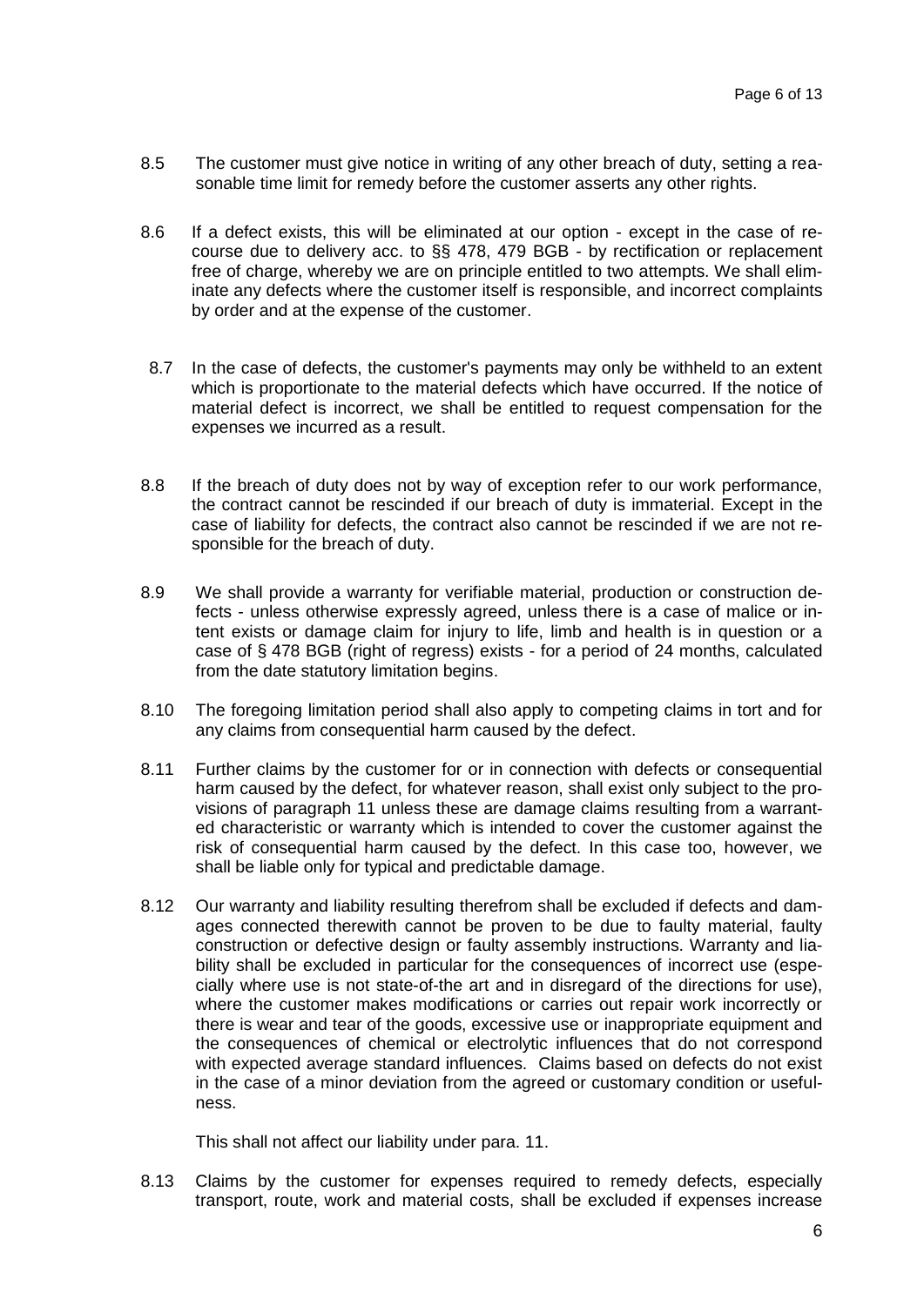8.5 The customer must give notice in writing of any other breach of duty, setting a reasonable time limit for remedy before the customer asserts any other rights.

8.6 If a defect exists, this will be eliminated at our option - except in the case of recourse due to delivery acc. to §§ 478, 479 BGB - by rectification or replacement free of charge, whereby we are on principle entitled to two attempts. We shall eliminate any defects where the customer itself is responsible, and incorrect complaints by order and at the expense of the customer.

8.7 In the case of defects, the customer's payments may only be withheld to an extent which is proportionate to the material defects which have occurred. If the notice of material defect is incorrect, we shall be entitled to request compensation for the expenses we incurred as a result.

8.8 If the breach of duty does not by way of exception refer to our work performance, the contract cannot be rescinded if our breach of duty is immaterial. Except in the case of liability for defects, the contract also cannot be rescinded if we are not responsible for the breach of duty.

8.9 We shall provide a warranty for verifiable material, production or construction defects - unless otherwise expressly agreed, unless there is a case of malice or intent exists or damage claim for injury to life, limb and health is in question or a case of § 478 BGB (right of regress) exists - for a period of 24 months, calculated from the date statutory limitation begins.

8.10 The foregoing limitation period shall also apply to competing claims in tort and for any claims from consequential harm caused by the defect.

8.11 Further claims by the customer for or in connection with defects or consequential harm caused by the defect, for whatever reason, shall exist only subject to the provisions of paragraph 11 unless these are damage claims resulting from a warranted characteristic or warranty which is intended to cover the customer against the risk of consequential harm caused by the defect. In this case too, however, we shall be liable only for typical and predictable damage.

8.12 Our warranty and liability resulting therefrom shall be excluded if defects and damages connected therewith cannot be proven to be due to faulty material, faulty construction or defective design or faulty assembly instructions. Warranty and liability shall be excluded in particular for the consequences of incorrect use (especially where use is not state-of-the art and in disregard of the directions for use), where the customer makes modifications or carries out repair work incorrectly or there is wear and tear of the goods, excessive use or inappropriate equipment and the consequences of chemical or electrolytic influences that do not correspond with expected average standard influences. Claims based on defects do not exist in the case of a minor deviation from the agreed or customary condition or usefulness.

This shall not affect our liability under para. 11.

8.13 Claims by the customer for expenses required to remedy defects, especially transport, route, work and material costs, shall be excluded if expenses increase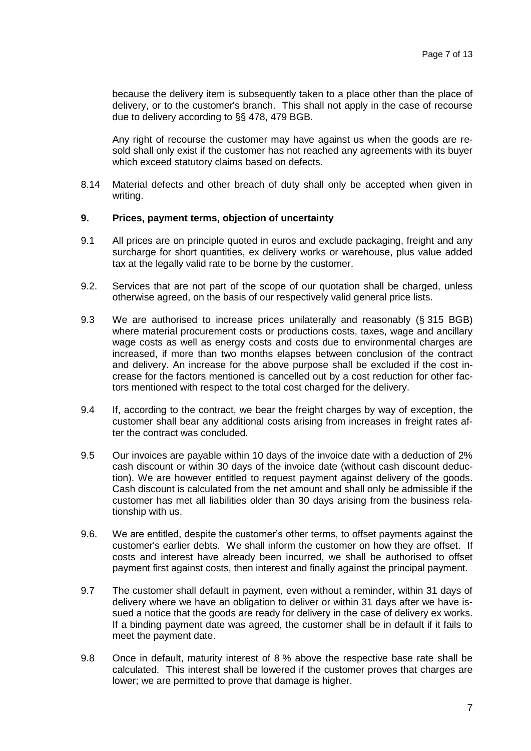because the delivery item is subsequently taken to a place other than the place of delivery, or to the customer's branch. This shall not apply in the case of recourse due to delivery according to §§ 478, 479 BGB.

Any right of recourse the customer may have against us when the goods are resold shall only exist if the customer has not reached any agreements with its buyer which exceed statutory claims based on defects.

8.14 Material defects and other breach of duty shall only be accepted when given in writing.

## 9. Prices, payment terms, objection of uncertainty

9.1 All prices are on principle quoted in euros and exclude packaging, freight and any surcharge for short quantities, ex delivery works or warehouse, plus value added tax at the legally valid rate to be borne by the customer.

9.2. Services that are not part of the scope of our quotation shall be charged, unless otherwise agreed, on the basis of our respectively valid general price lists.

9.3 We are authorised to increase prices unilaterally and reasonably (§ 315 BGB) where material procurement costs or productions costs, taxes, wage and ancillary wage costs as well as energy costs and costs due to environmental charges are increased, if more than two months elapses between conclusion of the contract and delivery. An increase for the above purpose shall be excluded if the cost increase for the factors mentioned is cancelled out by a cost reduction for other factors mentioned with respect to the total cost charged for the delivery.

9.4 If, according to the contract, we bear the freight charges by way of exception, the customer shall bear any additional costs arising from increases in freight rates after the contract was concluded.

9.5 Our invoices are payable within 10 days of the invoice date with a deduction of 2% cash discount or within 30 days of the invoice date (without cash discount deduction). We are however entitled to request payment against delivery of the goods. Cash discount is calculated from the net amount and shall only be admissible if the customer has met all liabilities older than 30 days arising from the business relationship with us.

9.6. We are entitled, despite the customer's other terms, to offset payments against the customer's earlier debts. We shall inform the customer on how they are offset. If costs and interest have already been incurred, we shall be authorised to offset payment first against costs, then interest and finally against the principal payment.

9.7 The customer shall default in payment, even without a reminder, within 31 days of delivery where we have an obligation to deliver or within 31 days after we have issued a notice that the goods are ready for delivery in the case of delivery ex works. If a binding payment date was agreed, the customer shall be in default if it fails to meet the payment date.

9.8 Once in default, maturity interest of 8 % above the respective base rate shall be calculated. This interest shall be lowered if the customer proves that charges are lower; we are permitted to prove that damage is higher.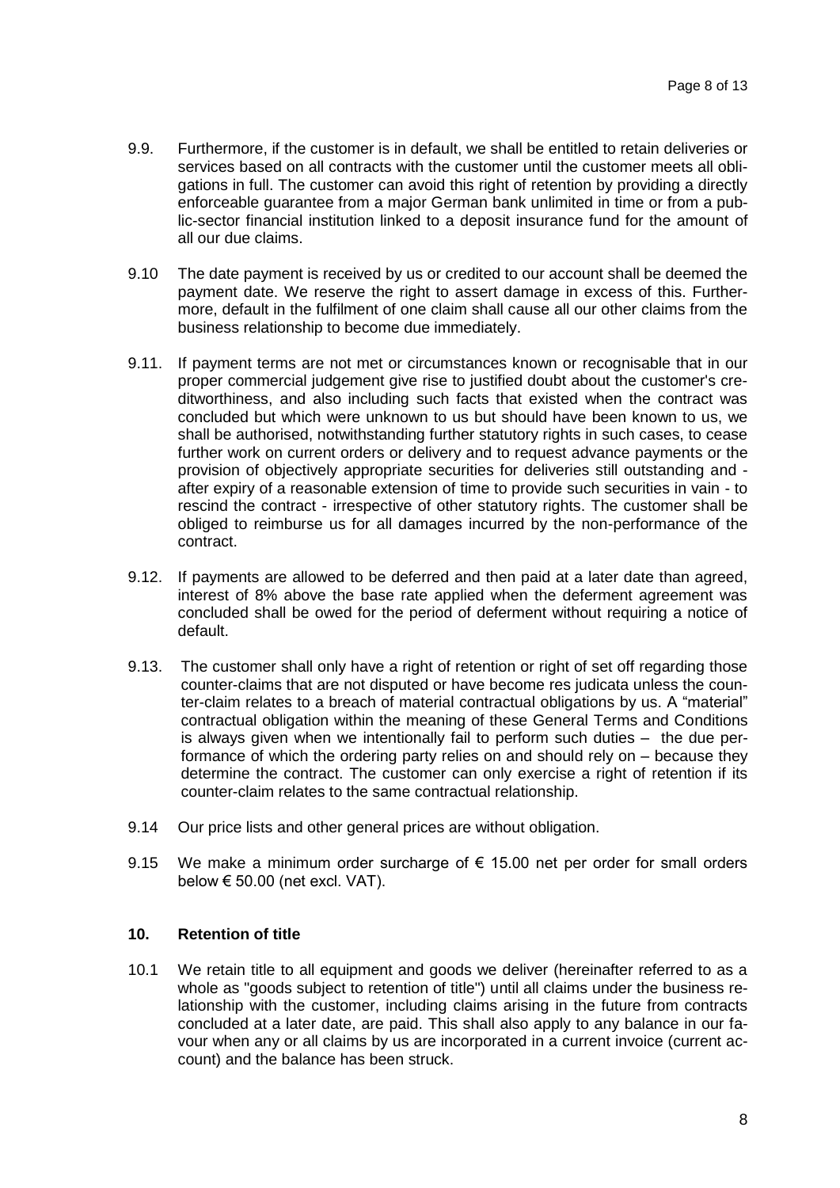9.9. Furthermore, if the customer is in default, we shall be entitled to retain deliveries or services based on all contracts with the customer until the customer meets all obligations in full. The customer can avoid this right of retention by providing a directly enforceable guarantee from a major German bank unlimited in time or from a public-sector financial institution linked to a deposit insurance fund for the amount of all our due claims.

9.10 The date payment is received by us or credited to our account shall be deemed the payment date. We reserve the right to assert damage in excess of this. Furthermore, default in the fulfilment of one claim shall cause all our other claims from the business relationship to become due immediately.

9.11. If payment terms are not met or circumstances known or recognisable that in our proper commercial judgement give rise to justified doubt about the customer's creditworthiness, and also including such facts that existed when the contract was concluded but which were unknown to us but should have been known to us, we shall be authorised, notwithstanding further statutory rights in such cases, to cease further work on current orders or delivery and to request advance payments or the provision of objectively appropriate securities for deliveries still outstanding and - after expiry of a reasonable extension of time to provide such securities in vain - to rescind the contract - irrespective of other statutory rights. The customer shall be obliged to reimburse us for all damages incurred by the non-performance of the contract.

9.12. If payments are allowed to be deferred and then paid at a later date than agreed, interest of 8% above the base rate applied when the deferment agreement was concluded shall be owed for the period of deferment without requiring a notice of default.

9.13. The customer shall only have a right of retention or right of set off regarding those counter-claims that are not disputed or have become res judicata unless the counter-claim relates to a breach of material contractual obligations by us. A "material" contractual obligation within the meaning of these General Terms and Conditions is always given when we intentionally fail to perform such duties – the due performance of which the ordering party relies on and should rely on – because they determine the contract. The customer can only exercise a right of retention if its counter-claim relates to the same contractual relationship.

9.14 Our price lists and other general prices are without obligation.

9.15 We make a minimum order surcharge of € 15.00 net per order for small orders below € 50.00 (net excl. VAT).

## 10. Retention of title

10.1 We retain title to all equipment and goods we deliver (hereinafter referred to as a whole as "goods subject to retention of title") until all claims under the business relationship with the customer, including claims arising in the future from contracts concluded at a later date, are paid. This shall also apply to any balance in our favour when any or all claims by us are incorporated in a current invoice (current account) and the balance has been struck.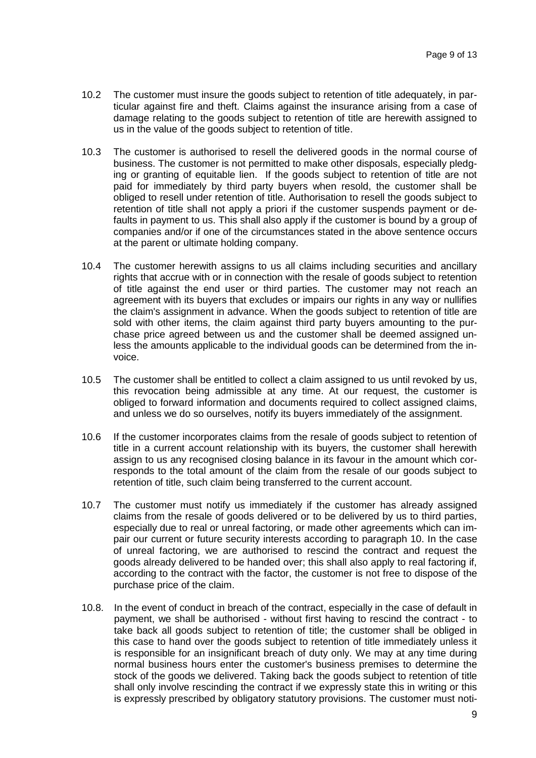10.2 The customer must insure the goods subject to retention of title adequately, in particular against fire and theft. Claims against the insurance arising from a case of damage relating to the goods subject to retention of title are herewith assigned to us in the value of the goods subject to retention of title.

10.3 The customer is authorised to resell the delivered goods in the normal course of business. The customer is not permitted to make other disposals, especially pledging or granting of equitable lien. If the goods subject to retention of title are not paid for immediately by third party buyers when resold, the customer shall be obliged to resell under retention of title. Authorisation to resell the goods subject to retention of title shall not apply a priori if the customer suspends payment or defaults in payment to us. This shall also apply if the customer is bound by a group of companies and/or if one of the circumstances stated in the above sentence occurs at the parent or ultimate holding company.

10.4 The customer herewith assigns to us all claims including securities and ancillary rights that accrue with or in connection with the resale of goods subject to retention of title against the end user or third parties. The customer may not reach an agreement with its buyers that excludes or impairs our rights in any way or nullifies the claim's assignment in advance. When the goods subject to retention of title are sold with other items, the claim against third party buyers amounting to the purchase price agreed between us and the customer shall be deemed assigned unless the amounts applicable to the individual goods can be determined from the invoice.

10.5 The customer shall be entitled to collect a claim assigned to us until revoked by us, this revocation being admissible at any time. At our request, the customer is obliged to forward information and documents required to collect assigned claims, and unless we do so ourselves, notify its buyers immediately of the assignment.

10.6 If the customer incorporates claims from the resale of goods subject to retention of title in a current account relationship with its buyers, the customer shall herewith assign to us any recognised closing balance in its favour in the amount which corresponds to the total amount of the claim from the resale of our goods subject to retention of title, such claim being transferred to the current account.

10.7 The customer must notify us immediately if the customer has already assigned claims from the resale of goods delivered or to be delivered by us to third parties, especially due to real or unreal factoring, or made other agreements which can impair our current or future security interests according to paragraph 10. In the case of unreal factoring, we are authorised to rescind the contract and request the goods already delivered to be handed over; this shall also apply to real factoring if, according to the contract with the factor, the customer is not free to dispose of the purchase price of the claim.

10.8. In the event of conduct in breach of the contract, especially in the case of default in payment, we shall be authorised - without first having to rescind the contract - to take back all goods subject to retention of title; the customer shall be obliged in this case to hand over the goods subject to retention of title immediately unless it is responsible for an insignificant breach of duty only. We may at any time during normal business hours enter the customer's business premises to determine the stock of the goods we delivered. Taking back the goods subject to retention of title shall only involve rescinding the contract if we expressly state this in writing or this is expressly prescribed by obligatory statutory provisions. The customer must noti-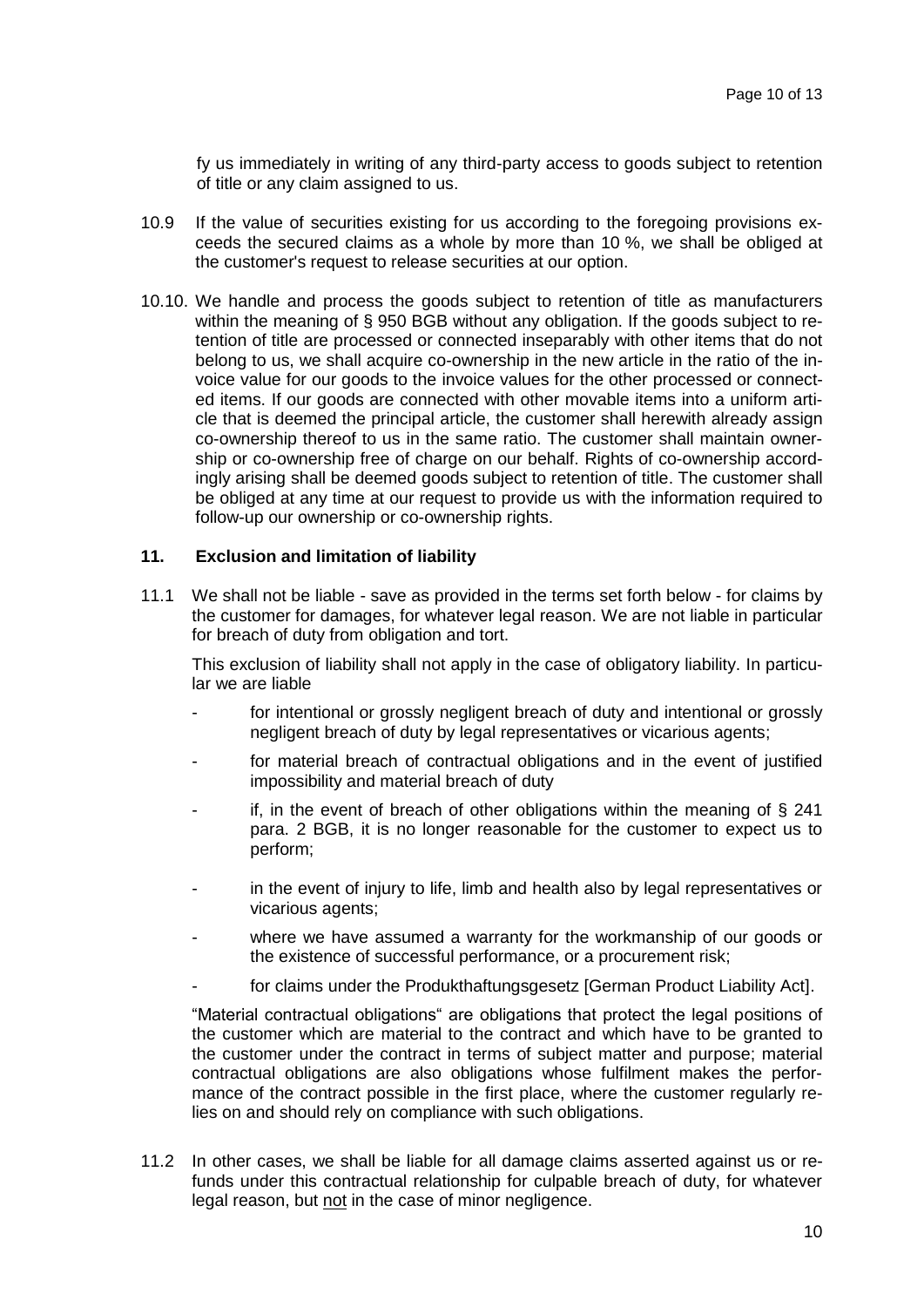fy us immediately in writing of any third-party access to goods subject to retention of title or any claim assigned to us.

10.9 If the value of securities existing for us according to the foregoing provisions exceeds the secured claims as a whole by more than 10 %, we shall be obliged at the customer's request to release securities at our option.

10.10. We handle and process the goods subject to retention of title as manufacturers within the meaning of § 950 BGB without any obligation. If the goods subject to retention of title are processed or connected inseparably with other items that do not belong to us, we shall acquire co-ownership in the new article in the ratio of the invoice value for our goods to the invoice values for the other processed or connected items. If our goods are connected with other movable items into a uniform article that is deemed the principal article, the customer shall herewith already assign co-ownership thereof to us in the same ratio. The customer shall maintain ownership or co-ownership free of charge on our behalf. Rights of co-ownership accordingly arising shall be deemed goods subject to retention of title. The customer shall be obliged at any time at our request to provide us with the information required to follow-up our ownership or co-ownership rights.

## 11. Exclusion and limitation of liability

11.1 We shall not be liable - save as provided in the terms set forth below - for claims by the customer for damages, for whatever legal reason. We are not liable in particular for breach of duty from obligation and tort.

This exclusion of liability shall not apply in the case of obligatory liability. In particular we are liable

- for intentional or grossly negligent breach of duty and intentional or grossly negligent breach of duty by legal representatives or vicarious agents;
- for material breach of contractual obligations and in the event of justified impossibility and material breach of duty
- if, in the event of breach of other obligations within the meaning of § 241 para. 2 BGB, it is no longer reasonable for the customer to expect us to perform;
- in the event of injury to life, limb and health also by legal representatives or vicarious agents;
- where we have assumed a warranty for the workmanship of our goods or the existence of successful performance, or a procurement risk;
- for claims under the Produkthaftungsgesetz [German Product Liability Act].

"Material contractual obligations" are obligations that protect the legal positions of the customer which are material to the contract and which have to be granted to the customer under the contract in terms of subject matter and purpose; material contractual obligations are also obligations whose fulfilment makes the performance of the contract possible in the first place, where the customer regularly relies on and should rely on compliance with such obligations.

11.2 In other cases, we shall be liable for all damage claims asserted against us or refunds under this contractual relationship for culpable breach of duty, for whatever legal reason, but <u>not</u> in the case of minor negligence.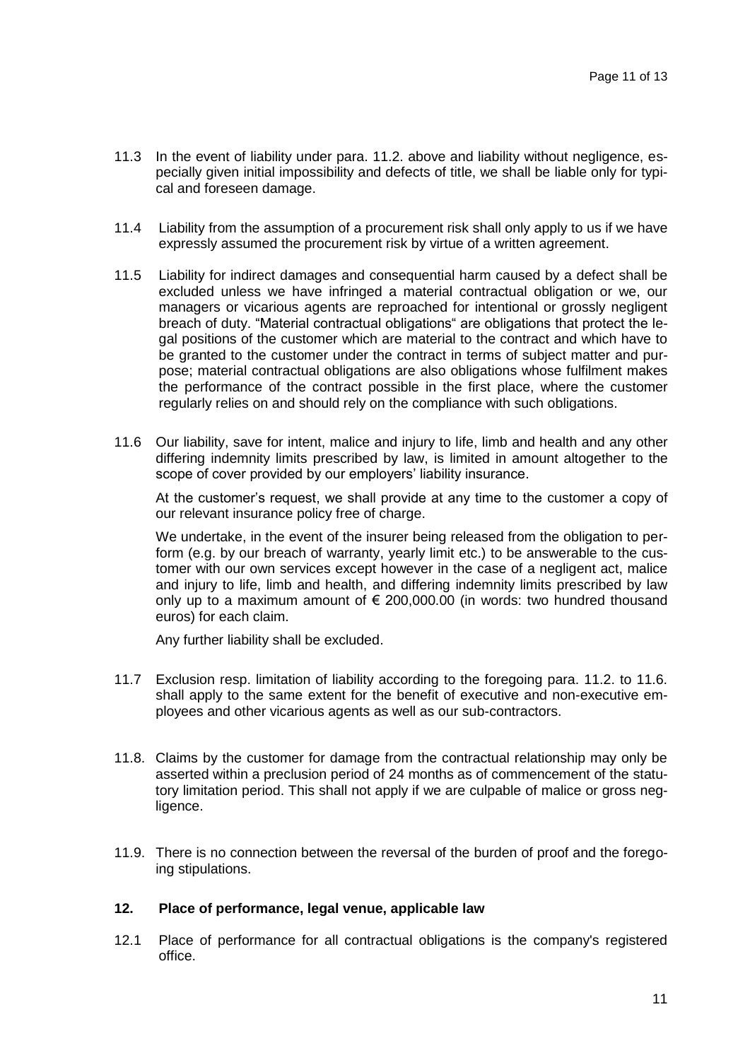11.3 In the event of liability under para. 11.2. above and liability without negligence, especially given initial impossibility and defects of title, we shall be liable only for typical and foreseen damage.

11.4 Liability from the assumption of a procurement risk shall only apply to us if we have expressly assumed the procurement risk by virtue of a written agreement.

11.5 Liability for indirect damages and consequential harm caused by a defect shall be excluded unless we have infringed a material contractual obligation or we, our managers or vicarious agents are reproached for intentional or grossly negligent breach of duty. "Material contractual obligations" are obligations that protect the legal positions of the customer which are material to the contract and which have to be granted to the customer under the contract in terms of subject matter and purpose; material contractual obligations are also obligations whose fulfilment makes the performance of the contract possible in the first place, where the customer regularly relies on and should rely on the compliance with such obligations.

11.6 Our liability, save for intent, malice and injury to life, limb and health and any other differing indemnity limits prescribed by law, is limited in amount altogether to the scope of cover provided by our employers' liability insurance.

At the customer's request, we shall provide at any time to the customer a copy of our relevant insurance policy free of charge.

We undertake, in the event of the insurer being released from the obligation to perform (e.g. by our breach of warranty, yearly limit etc.) to be answerable to the customer with our own services except however in the case of a negligent act, malice and injury to life, limb and health, and differing indemnity limits prescribed by law only up to a maximum amount of € 200,000.00 (in words: two hundred thousand euros) for each claim.

Any further liability shall be excluded.

11.7 Exclusion resp. limitation of liability according to the foregoing para. 11.2. to 11.6. shall apply to the same extent for the benefit of executive and non-executive employees and other vicarious agents as well as our sub-contractors.

11.8. Claims by the customer for damage from the contractual relationship may only be asserted within a preclusion period of 24 months as of commencement of the statutory limitation period. This shall not apply if we are culpable of malice or gross negligence.

11.9. There is no connection between the reversal of the burden of proof and the foregoing stipulations.

## 12. Place of performance, legal venue, applicable law

12.1 Place of performance for all contractual obligations is the company's registered office.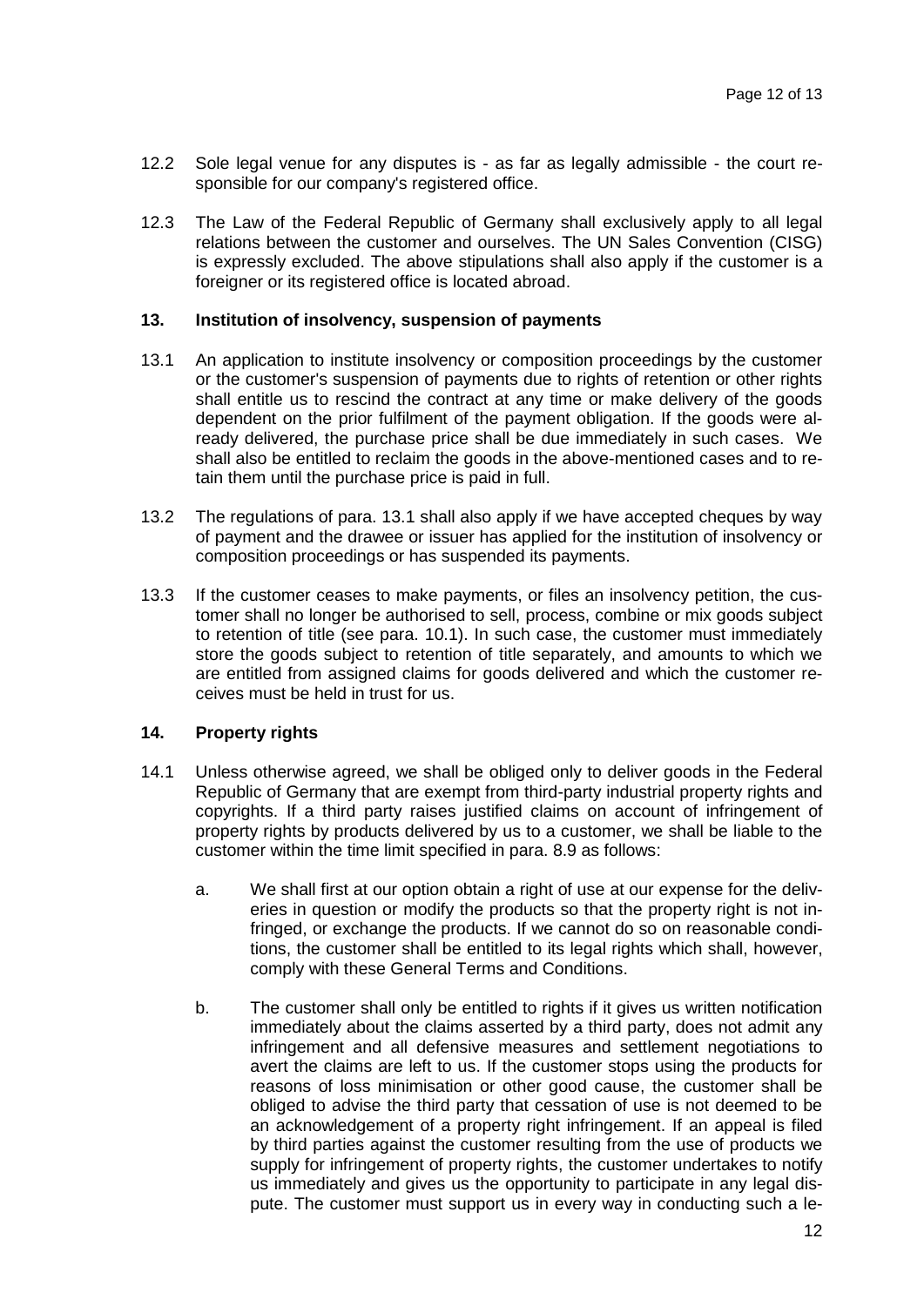12.2 Sole legal venue for any disputes is - as far as legally admissible - the court responsible for our company's registered office.

12.3 The Law of the Federal Republic of Germany shall exclusively apply to all legal relations between the customer and ourselves. The UN Sales Convention (CISG) is expressly excluded. The above stipulations shall also apply if the customer is a foreigner or its registered office is located abroad.

## 13. Institution of insolvency, suspension of payments

13.1 An application to institute insolvency or composition proceedings by the customer or the customer's suspension of payments due to rights of retention or other rights shall entitle us to rescind the contract at any time or make delivery of the goods dependent on the prior fulfilment of the payment obligation. If the goods were already delivered, the purchase price shall be due immediately in such cases. We shall also be entitled to reclaim the goods in the above-mentioned cases and to retain them until the purchase price is paid in full.

13.2 The regulations of para. 13.1 shall also apply if we have accepted cheques by way of payment and the drawee or issuer has applied for the institution of insolvency or composition proceedings or has suspended its payments.

13.3 If the customer ceases to make payments, or files an insolvency petition, the customer shall no longer be authorised to sell, process, combine or mix goods subject to retention of title (see para. 10.1). In such case, the customer must immediately store the goods subject to retention of title separately, and amounts to which we are entitled from assigned claims for goods delivered and which the customer receives must be held in trust for us.

## 14. Property rights

14.1 Unless otherwise agreed, we shall be obliged only to deliver goods in the Federal Republic of Germany that are exempt from third-party industrial property rights and copyrights. If a third party raises justified claims on account of infringement of property rights by products delivered by us to a customer, we shall be liable to the customer within the time limit specified in para. 8.9 as follows:

a. We shall first at our option obtain a right of use at our expense for the deliveries in question or modify the products so that the property right is not infringed, or exchange the products. If we cannot do so on reasonable conditions, the customer shall be entitled to its legal rights which shall, however, comply with these General Terms and Conditions.

b. The customer shall only be entitled to rights if it gives us written notification immediately about the claims asserted by a third party, does not admit any infringement and all defensive measures and settlement negotiations to avert the claims are left to us. If the customer stops using the products for reasons of loss minimisation or other good cause, the customer shall be obliged to advise the third party that cessation of use is not deemed to be an acknowledgement of a property right infringement. If an appeal is filed by third parties against the customer resulting from the use of products we supply for infringement of property rights, the customer undertakes to notify us immediately and gives us the opportunity to participate in any legal dispute. The customer must support us in every way in conducting such a le-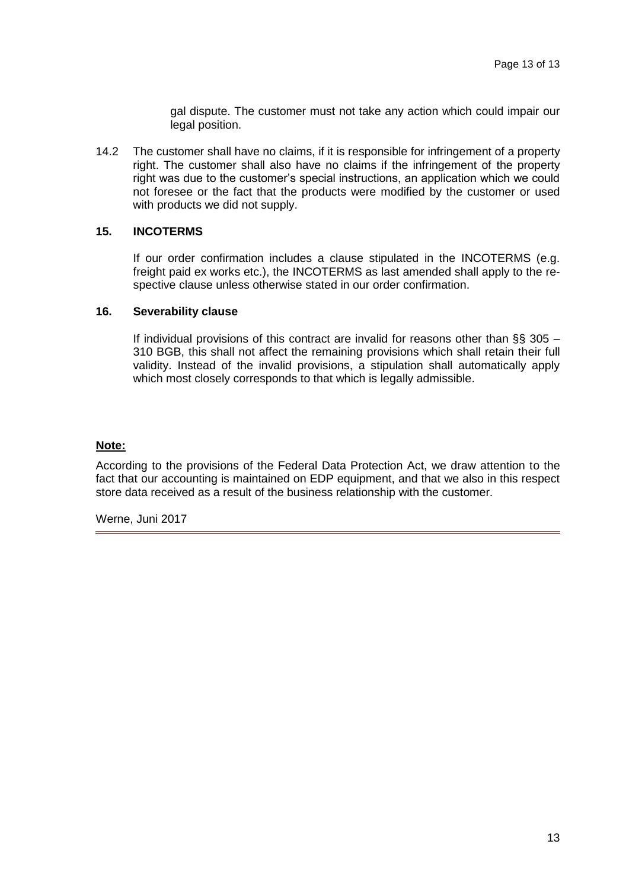gal dispute. The customer must not take any action which could impair our legal position.

14.2 The customer shall have no claims, if it is responsible for infringement of a property right. The customer shall also have no claims if the infringement of the property right was due to the customer's special instructions, an application which we could not foresee or the fact that the products were modified by the customer or used with products we did not supply.

## 15. INCOTERMS

If our order confirmation includes a clause stipulated in the INCOTERMS (e.g. freight paid ex works etc.), the INCOTERMS as last amended shall apply to the respective clause unless otherwise stated in our order confirmation.

## 16. Severability clause

If individual provisions of this contract are invalid for reasons other than §§ 305 – 310 BGB, this shall not affect the remaining provisions which shall retain their full validity. Instead of the invalid provisions, a stipulation shall automatically apply which most closely corresponds to that which is legally admissible.

**Note:**

According to the provisions of the Federal Data Protection Act, we draw attention to the fact that our accounting is maintained on EDP equipment, and that we also in this respect store data received as a result of the business relationship with the customer.

Werne, Juni 2017